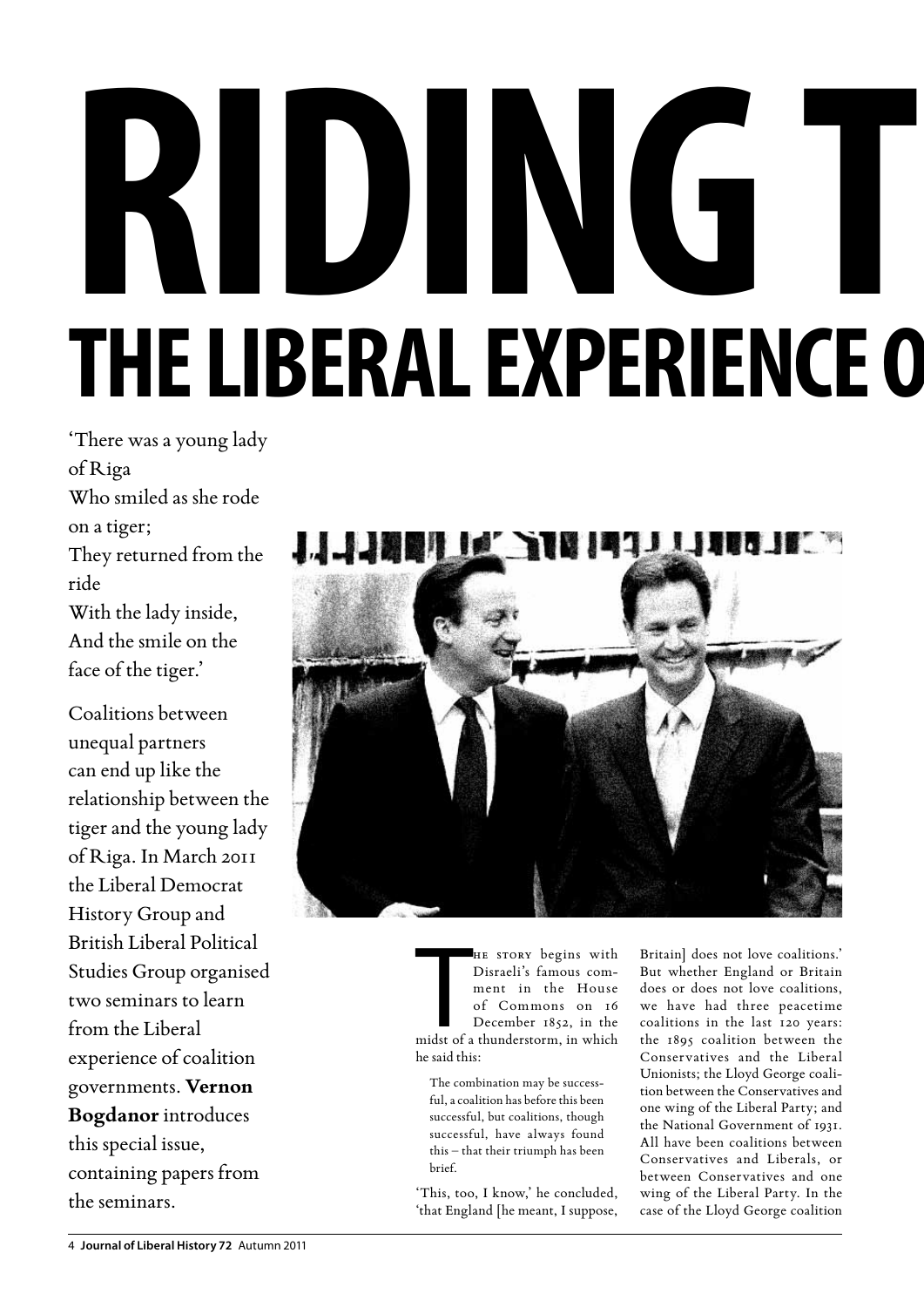# RIDING T

## THE LIBERAL EXPERIENCE O

'There was a young lady of Riga
Who smiled as she rode on a tiger;
They returned from the ride
With the lady inside,
And the smile on the face of the tiger.'

Coalitions between unequal partners can end up like the relationship between the tiger and the young lady of Riga. In March 2011 the Liberal Democrat History Group and British Liberal Political Studies Group organised two seminars to learn from the Liberal experience of coalition governments. **Vernon Bogdanor** introduces this special issue, containing papers from the seminars.

The story begins with Disraeli's famous comment in the House of Commons on 16 December 1852, in the midst of a thunderstorm, in which he said this:

> The combination may be successful, a coalition has before this been successful, but coalitions, though successful, have always found this – that their triumph has been brief.

'This, too, I know,' he concluded, 'that England [he meant, I suppose, Britain] does not love coalitions.' But whether England or Britain does or does not love coalitions, we have had three peacetime coalitions in the last 120 years: the 1895 coalition between the Conservatives and the Liberal Unionists; the Lloyd George coalition between the Conservatives and one wing of the Liberal Party; and the National Government of 1931. All have been coalitions between Conservatives and Liberals, or between Conservatives and one wing of the Liberal Party. In the case of the Lloyd George coalition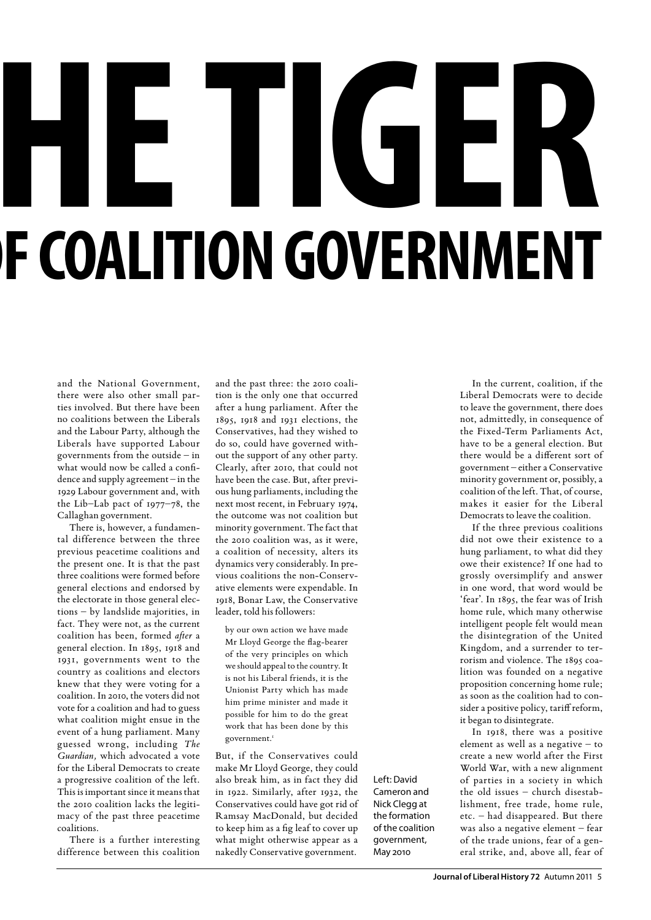# HE TIGER

# OF COALITION GOVERNMENT

and the National Government, there were also other small parties involved. But there have been no coalitions between the Liberals and the Labour Party, although the Liberals have supported Labour governments from the outside – in what would now be called a confidence and supply agreement – in the 1929 Labour government and, with the Lib–Lab pact of 1977–78, the Callaghan government.

There is, however, a fundamental difference between the three previous peacetime coalitions and the present one. It is that the past three coalitions were formed before general elections and endorsed by the electorate in those general elections – by landslide majorities, in fact. They were not, as the current coalition has been, formed *after* a general election. In 1895, 1918 and 1931, governments went to the country as coalitions and electors knew that they were voting for a coalition. In 2010, the voters did not vote for a coalition and had to guess what coalition might ensue in the event of a hung parliament. Many guessed wrong, including *The Guardian,* which advocated a vote for the Liberal Democrats to create a progressive coalition of the left. This is important since it means that the 2010 coalition lacks the legitimacy of the past three peacetime coalitions.

There is a further interesting difference between this coalition and the past three: the 2010 coalition is the only one that occurred after a hung parliament. After the 1895, 1918 and 1931 elections, the Conservatives, had they wished to do so, could have governed without the support of any other party. Clearly, after 2010, that could not have been the case. But, after previous hung parliaments, including the next most recent, in February 1974, the outcome was not coalition but minority government. The fact that the 2010 coalition was, as it were, a coalition of necessity, alters its dynamics very considerably. In previous coalitions the non-Conservative elements were expendable. In 1918, Bonar Law, the Conservative leader, told his followers:

> by our own action we have made Mr Lloyd George the flag-bearer of the very principles on which we should appeal to the country. It is not his Liberal friends, it is the Unionist Party which has made him prime minister and made it possible for him to do the great work that has been done by this government.[1]

But, if the Conservatives could make Mr Lloyd George, they could also break him, as in fact they did in 1922. Similarly, after 1932, the Conservatives could have got rid of Ramsay MacDonald, but decided to keep him as a fig leaf to cover up what might otherwise appear as a nakedly Conservative government.

Left: David Cameron and Nick Clegg at the formation of the coalition government, May 2010

In the current, coalition, if the Liberal Democrats were to decide to leave the government, there does not, admittedly, in consequence of the Fixed-Term Parliaments Act, have to be a general election. But there would be a different sort of government – either a Conservative minority government or, possibly, a coalition of the left. That, of course, makes it easier for the Liberal Democrats to leave the coalition.

If the three previous coalitions did not owe their existence to a hung parliament, to what did they owe their existence? If one had to grossly oversimplify and answer in one word, that word would be 'fear'. In 1895, the fear was of Irish home rule, which many otherwise intelligent people felt would mean the disintegration of the United Kingdom, and a surrender to terrorism and violence. The 1895 coalition was founded on a negative proposition concerning home rule; as soon as the coalition had to consider a positive policy, tariff reform, it began to disintegrate.

In 1918, there was a positive element as well as a negative – to create a new world after the First World War, with a new alignment of parties in a society in which the old issues – church disestablishment, free trade, home rule, etc. – had disappeared. But there was also a negative element – fear of the trade unions, fear of a general strike, and, above all, fear of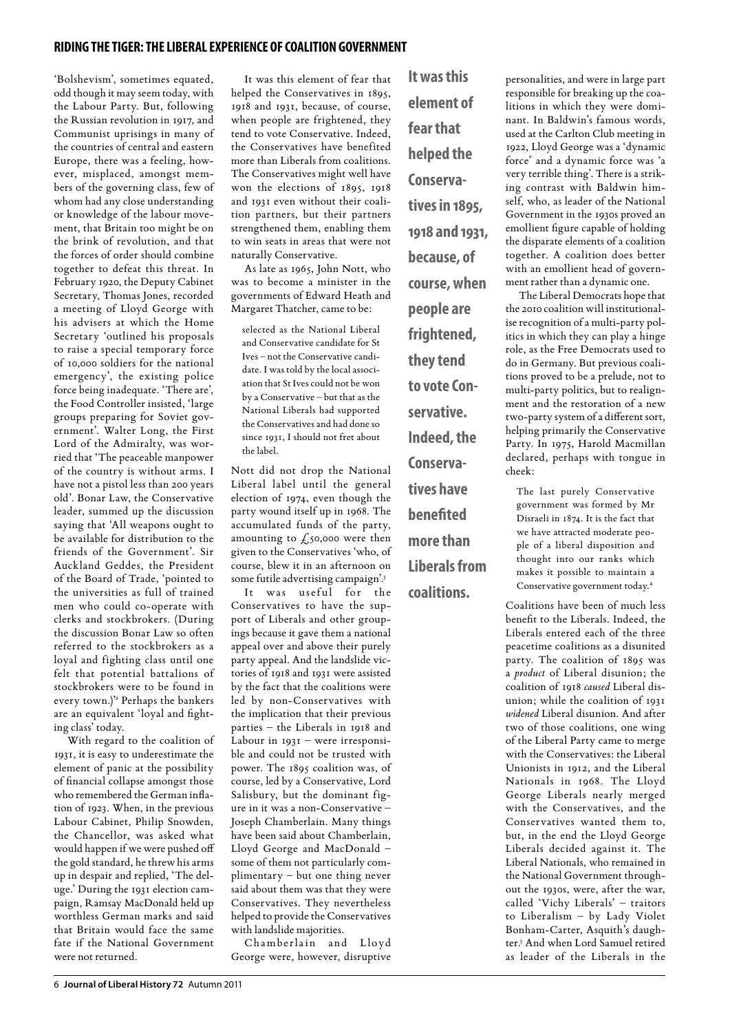'Bolshevism', sometimes equated, odd though it may seem today, with the Labour Party. But, following the Russian revolution in 1917, and Communist uprisings in many of the countries of central and eastern Europe, there was a feeling, however, misplaced, amongst members of the governing class, few of whom had any close understanding or knowledge of the labour movement, that Britain too might be on the brink of revolution, and that the forces of order should combine together to defeat this threat. In February 1920, the Deputy Cabinet Secretary, Thomas Jones, recorded a meeting of Lloyd George with his advisers at which the Home Secretary 'outlined his proposals to raise a special temporary force of 10,000 soldiers for the national emergency', the existing police force being inadequate. 'There are', the Food Controller insisted, 'large groups preparing for Soviet government'. Walter Long, the First Lord of the Admiralty, was worried that 'The peaceable manpower of the country is without arms. I have not a pistol less than 200 years old'. Bonar Law, the Conservative leader, summed up the discussion saying that 'All weapons ought to be available for distribution to the friends of the Government'. Sir Auckland Geddes, the President of the Board of Trade, 'pointed to the universities as full of trained men who could co-operate with clerks and stockbrokers. (During the discussion Bonar Law so often referred to the stockbrokers as a loyal and fighting class until one felt that potential battalions of stockbrokers were to be found in every town.)'[2] Perhaps the bankers are an equivalent 'loyal and fighting class' today.

With regard to the coalition of 1931, it is easy to underestimate the element of panic at the possibility of financial collapse amongst those who remembered the German inflation of 1923. When, in the previous Labour Cabinet, Philip Snowden, the Chancellor, was asked what would happen if we were pushed off the gold standard, he threw his arms up in despair and replied, 'The deluge.' During the 1931 election campaign, Ramsay MacDonald held up worthless German marks and said that Britain would face the same fate if the National Government were not returned.

It was this element of fear that helped the Conservatives in 1895, 1918 and 1931, because, of course, when people are frightened, they tend to vote Conservative. Indeed, the Conservatives have benefited more than Liberals from coalitions. The Conservatives might well have won the elections of 1895, 1918 and 1931 even without their coalition partners, but their partners strengthened them, enabling them to win seats in areas that were not naturally Conservative.

As late as 1965, John Nott, who was to become a minister in the governments of Edward Heath and Margaret Thatcher, came to be:

> selected as the National Liberal and Conservative candidate for St Ives – not the Conservative candidate. I was told by the local association that St Ives could not be won by a Conservative – but that as the National Liberals had supported the Conservatives and had done so since 1931, I should not fret about the label.

Nott did not drop the National Liberal label until the general election of 1974, even though the party wound itself up in 1968. The accumulated funds of the party, amounting to £50,000 were then given to the Conservatives 'who, of course, blew it in an afternoon on some futile advertising campaign'.[3]

It was useful for the Conservatives to have the support of Liberals and other groupings because it gave them a national appeal over and above their purely party appeal. And the landslide victories of 1918 and 1931 were assisted by the fact that the coalitions were led by non-Conservatives with the implication that their previous parties – the Liberals in 1918 and Labour in 1931 – were irresponsible and could not be trusted with power. The 1895 coalition was, of course, led by a Conservative, Lord Salisbury, but the dominant figure in it was a non-Conservative – Joseph Chamberlain. Many things have been said about Chamberlain, Lloyd George and MacDonald – some of them not particularly complimentary – but one thing never said about them was that they were Conservatives. They nevertheless helped to provide the Conservatives with landslide majorities.

Chamberlain and Lloyd George were, however, disruptive personalities, and were in large part responsible for breaking up the coalitions in which they were dominant. In Baldwin's famous words, used at the Carlton Club meeting in 1922, Lloyd George was a 'dynamic force' and a dynamic force was 'a very terrible thing'. There is a striking contrast with Baldwin himself, who, as leader of the National Government in the 1930s proved an emollient figure capable of holding the disparate elements of a coalition together. A coalition does better with an emollient head of government rather than a dynamic one.

The Liberal Democrats hope that the 2010 coalition will institutionalise recognition of a multi-party politics in which they can play a hinge role, as the Free Democrats used to do in Germany. But previous coalitions proved to be a prelude, not to multi-party politics, but to realignment and the restoration of a new two-party system of a different sort, helping primarily the Conservative Party. In 1975, Harold Macmillan declared, perhaps with tongue in cheek:

> The last purely Conservative government was formed by Mr Disraeli in 1874. It is the fact that we have attracted moderate people of a liberal disposition and thought into our ranks which makes it possible to maintain a Conservative government today.[4]

Coalitions have been of much less benefit to the Liberals. Indeed, the Liberals entered each of the three peacetime coalitions as a disunited party. The coalition of 1895 was a *product* of Liberal disunion; the coalition of 1918 *caused* Liberal disunion; while the coalition of 1931 *widened* Liberal disunion. And after two of those coalitions, one wing of the Liberal Party came to merge with the Conservatives: the Liberal Unionists in 1912, and the Liberal Nationals in 1968. The Lloyd George Liberals nearly merged with the Conservatives, and the Conservatives wanted them to, but, in the end the Lloyd George Liberals decided against it. The Liberal Nationals, who remained in the National Government throughout the 1930s, were, after the war, called 'Vichy Liberals' – traitors to Liberalism – by Lady Violet Bonham-Carter, Asquith's daughter.[5] And when Lord Samuel retired as leader of the Liberals in the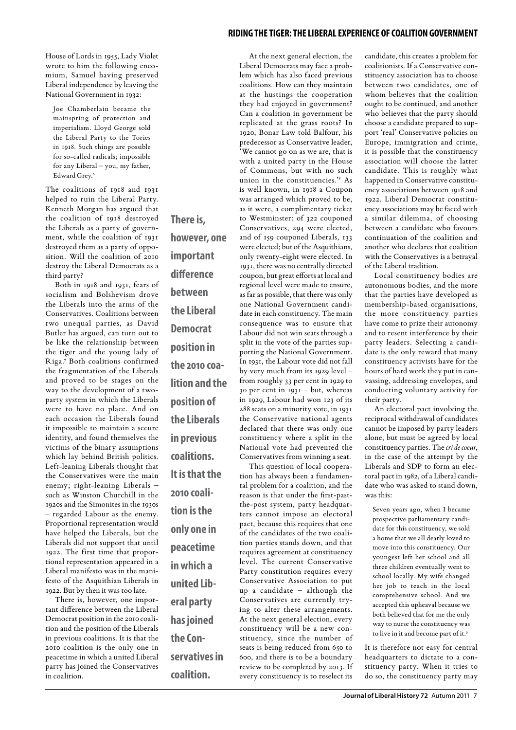House of Lords in 1955, Lady Violet wrote to him the following encomium, Samuel having preserved Liberal independence by leaving the National Government in 1932:

> Joe Chamberlain became the mainspring of protection and imperialism. Lloyd George sold the Liberal Party to the Tories in 1918. Such things are possible for so-called radicals; impossible for any Liberal – you, my father, Edward Grey.[6]

The coalitions of 1918 and 1931 helped to ruin the Liberal Party. Kenneth Morgan has argued that the coalition of 1918 destroyed the Liberals as a party of government, while the coalition of 1931 destroyed them as a party of opposition. Will the coalition of 2010 destroy the Liberal Democrats as a third party?

Both in 1918 and 1931, fears of socialism and Bolshevism drove the Liberals into the arms of the Conservatives. Coalitions between two unequal parties, as David Butler has argued, can turn out to be like the relationship between the tiger and the young lady of Riga.[7] Both coalitions confirmed the fragmentation of the Liberals and proved to be stages on the way to the development of a two-party system in which the Liberals were to have no place. And on each occasion the Liberals found it impossible to maintain a secure identity, and found themselves the victims of the binary assumptions which lay behind British politics. Left-leaning Liberals thought that the Conservatives were the main enemy; right-leaning Liberals – such as Winston Churchill in the 1920s and the Simonites in the 1930s – regarded Labour as the enemy. Proportional representation would have helped the Liberals, but the Liberals did not support that until 1922. The first time that proportional representation appeared in a Liberal manifesto was in the manifesto of the Asquithian Liberals in 1922. But by then it was too late.

There is, however, one important difference between the Liberal Democrat position in the 2010 coalition and the position of the Liberals in previous coalitions. It is that the 2010 coalition is the only one in peacetime in which a united Liberal party has joined the Conservatives in coalition.

**There is, however, one important difference between the Liberal Democrat position in the 2010 coalition and the position of the Liberals in previous coalitions. It is that the 2010 coalition is the only one in peacetime in which a united Liberal party has joined the Conservatives in coalition.**

At the next general election, the Liberal Democrats may face a problem which has also faced previous coalitions. How can they maintain at the hustings the cooperation they had enjoyed in government? Can a coalition in government be replicated at the grass roots? In 1920, Bonar Law told Balfour, his predecessor as Conservative leader, 'We cannot go on as we are, that is with a united party in the House of Commons, but with no such union in the constituencies.'[8] As is well known, in 1918 a Coupon was arranged which proved to be, as it were, a complimentary ticket to Westminster: of 322 couponed Conservatives, 294 were elected, and of 159 couponed Liberals, 133 were elected; but of the Asquithians, only twenty-eight were elected. In 1931, there was no centrally directed coupon, but great efforts at local and regional level were made to ensure, as far as possible, that there was only one National Government candidate in each constituency. The main consequence was to ensure that Labour did not win seats through a split in the vote of the parties supporting the National Government. In 1931, the Labour vote did not fall by very much from its 1929 level – from roughly 33 per cent in 1929 to 30 per cent in 1931 – but, whereas in 1929, Labour had won 123 of its 288 seats on a minority vote, in 1931 the Conservative national agents declared that there was only one constituency where a split in the National vote had prevented the Conservatives from winning a seat.

This question of local cooperation has always been a fundamental problem for a coalition, and the reason is that under the first-past-the-post system, party headquarters cannot impose an electoral pact, because this requires that one of the candidates of the two coalition parties stands down, and that requires agreement at constituency level. The current Conservative Party constitution requires every Conservative Association to put up a candidate – although the Conservatives are currently trying to alter these arrangements. At the next general election, every constituency will be a new constituency, since the number of seats is being reduced from 650 to 600, and there is to be a boundary review to be completed by 2013. If every constituency is to reselect its candidate, this creates a problem for coalitionists. If a Conservative constituency association has to choose between two candidates, one of whom believes that the coalition ought to be continued, and another who believes that the party should choose a candidate prepared to support 'real' Conservative policies on Europe, immigration and crime, it is possible that the constituency association will choose the latter candidate. This is roughly what happened in Conservative constituency associations between 1918 and 1922. Liberal Democrat constituency associations may be faced with a similar dilemma, of choosing between a candidate who favours continuation of the coalition and another who declares that coalition with the Conservatives is a betrayal of the Liberal tradition.

Local constituency bodies are autonomous bodies, and the more that the parties have developed as membership-based organisations, the more constituency parties have come to prize their autonomy and to resent interference by their party leaders. Selecting a candidate is the only reward that many constituency activists have for the hours of hard work they put in canvassing, addressing envelopes, and conducting voluntary activity for their party.

An electoral pact involving the reciprocal withdrawal of candidates cannot be imposed by party leaders alone, but must be agreed by local constituency parties. The *cri de coeur*, in the case of the attempt by the Liberals and SDP to form an electoral pact in 1982, of a Liberal candidate who was asked to stand down, was this:

> Seven years ago, when I became prospective parliamentary candidate for this constituency, we sold a home that we all dearly loved to move into this constituency. Our youngest left her school and all three children eventually went to school locally. My wife changed her job to teach in the local comprehensive school. And we accepted this upheaval because we both believed that for me the only way to nurse the constituency was to live in it and become part of it.[9]

It is therefore not easy for central headquarters to dictate to a constituency party. When it tries to do so, the constituency party may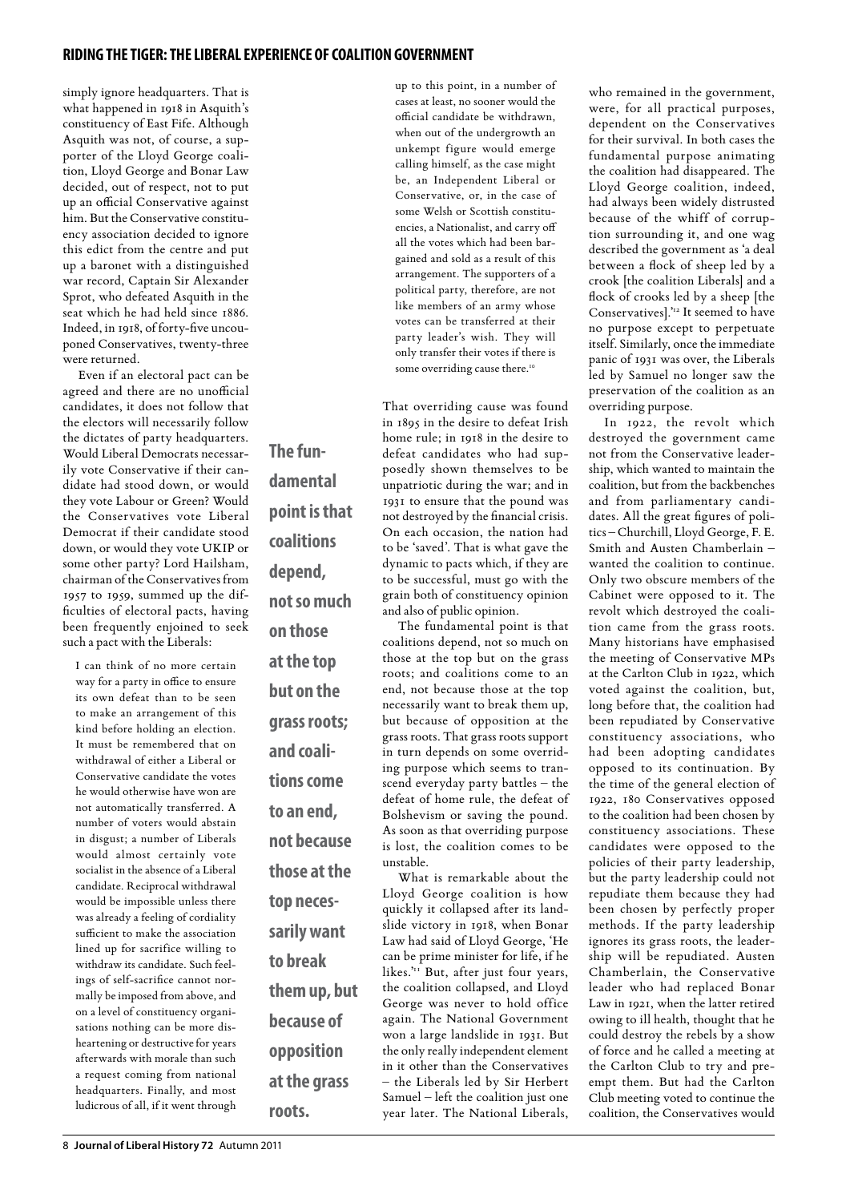simply ignore headquarters. That is what happened in 1918 in Asquith's constituency of East Fife. Although Asquith was not, of course, a supporter of the Lloyd George coalition, Lloyd George and Bonar Law decided, out of respect, not to put up an official Conservative against him. But the Conservative constituency association decided to ignore this edict from the centre and put up a baronet with a distinguished war record, Captain Sir Alexander Sprot, who defeated Asquith in the seat which he had held since 1886. Indeed, in 1918, of forty-five uncouponed Conservatives, twenty-three were returned.

Even if an electoral pact can be agreed and there are no unofficial candidates, it does not follow that the electors will necessarily follow the dictates of party headquarters. Would Liberal Democrats necessarily vote Conservative if their candidate had stood down, or would they vote Labour or Green? Would the Conservatives vote Liberal Democrat if their candidate stood down, or would they vote UKIP or some other party? Lord Hailsham, chairman of the Conservatives from 1957 to 1959, summed up the difficulties of electoral pacts, having been frequently enjoined to seek such a pact with the Liberals:

> I can think of no more certain way for a party in office to ensure its own defeat than to be seen to make an arrangement of this kind before holding an election. It must be remembered that on withdrawal of either a Liberal or Conservative candidate the votes he would otherwise have won are not automatically transferred. A number of voters would abstain in disgust; a number of Liberals would almost certainly vote socialist in the absence of a Liberal candidate. Reciprocal withdrawal would be impossible unless there was already a feeling of cordiality sufficient to make the association lined up for sacrifice willing to withdraw its candidate. Such feelings of self-sacrifice cannot normally be imposed from above, and on a level of constituency organisations nothing can be more disheartening or destructive for years afterwards with morale than such a request coming from national headquarters. Finally, and most ludicrous of all, if it went through up to this point, in a number of cases at least, no sooner would the official candidate be withdrawn, when out of the undergrowth an unkempt figure would emerge calling himself, as the case might be, an Independent Liberal or Conservative, or, in the case of some Welsh or Scottish constituencies, a Nationalist, and carry off all the votes which had been bargained and sold as a result of this arrangement. The supporters of a political party, therefore, are not like members of an army whose votes can be transferred at their party leader's wish. They will only transfer their votes if there is some overriding cause there.[10]

That overriding cause was found in 1895 in the desire to defeat Irish home rule; in 1918 in the desire to defeat candidates who had supposedly shown themselves to be unpatriotic during the war; and in 1931 to ensure that the pound was not destroyed by the financial crisis. On each occasion, the nation had to be 'saved'. That is what gave the dynamic to pacts which, if they are to be successful, must go with the grain both of constituency opinion and also of public opinion.

**The fundamental point is that coalitions depend, not so much on those at the top but on the grass roots; and coalitions come to an end, not because those at the top necessarily want to break them up, but because of opposition at the grass roots.**

The fundamental point is that coalitions depend, not so much on those at the top but on the grass roots; and coalitions come to an end, not because those at the top necessarily want to break them up, but because of opposition at the grass roots. That grass roots support in turn depends on some overriding purpose which seems to transcend everyday party battles – the defeat of home rule, the defeat of Bolshevism or saving the pound. As soon as that overriding purpose is lost, the coalition comes to be unstable.

What is remarkable about the Lloyd George coalition is how quickly it collapsed after its landslide victory in 1918, when Bonar Law had said of Lloyd George, 'He can be prime minister for life, if he likes.'[11] But, after just four years, the coalition collapsed, and Lloyd George was never to hold office again. The National Government won a large landslide in 1931. But the only really independent element in it other than the Conservatives – the Liberals led by Sir Herbert Samuel – left the coalition just one year later. The National Liberals, who remained in the government, were, for all practical purposes, dependent on the Conservatives for their survival. In both cases the fundamental purpose animating the coalition had disappeared. The Lloyd George coalition, indeed, had always been widely distrusted because of the whiff of corruption surrounding it, and one wag described the government as 'a deal between a flock of sheep led by a crook [the coalition Liberals] and a flock of crooks led by a sheep [the Conservatives].'[12] It seemed to have no purpose except to perpetuate itself. Similarly, once the immediate panic of 1931 was over, the Liberals led by Samuel no longer saw the preservation of the coalition as an overriding purpose.

In 1922, the revolt which destroyed the government came not from the Conservative leadership, which wanted to maintain the coalition, but from the backbenches and from parliamentary candidates. All the great figures of politics – Churchill, Lloyd George, F. E. Smith and Austen Chamberlain – wanted the coalition to continue. Only two obscure members of the Cabinet were opposed to it. The revolt which destroyed the coalition came from the grass roots. Many historians have emphasised the meeting of Conservative MPs at the Carlton Club in 1922, which voted against the coalition, but, long before that, the coalition had been repudiated by Conservative constituency associations, who had been adopting candidates opposed to its continuation. By the time of the general election of 1922, 180 Conservatives opposed to the coalition had been chosen by constituency associations. These candidates were opposed to the policies of their party leadership, but the party leadership could not repudiate them because they had been chosen by perfectly proper methods. If the party leadership ignores its grass roots, the leadership will be repudiated. Austen Chamberlain, the Conservative leader who had replaced Bonar Law in 1921, when the latter retired owing to ill health, thought that he could destroy the rebels by a show of force and he called a meeting at the Carlton Club to try and preempt them. But had the Carlton Club meeting voted to continue the coalition, the Conservatives would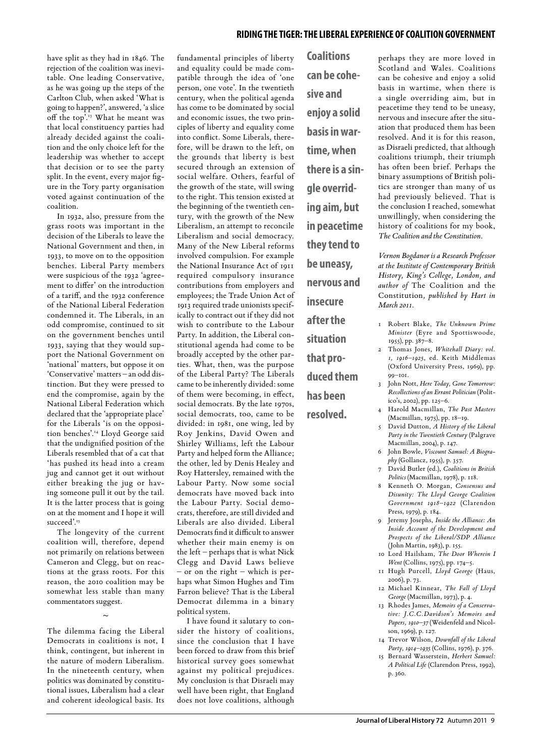have split as they had in 1846. The rejection of the coalition was inevitable. One leading Conservative, as he was going up the steps of the Carlton Club, when asked 'What is going to happen?', answered, 'a slice off the top'.[13] What he meant was that local constituency parties had already decided against the coalition and the only choice left for the leadership was whether to accept that decision or to see the party split. In the event, every major figure in the Tory party organisation voted against continuation of the coalition.

In 1932, also, pressure from the grass roots was important in the decision of the Liberals to leave the National Government and then, in 1933, to move on to the opposition benches. Liberal Party members were suspicious of the 1932 'agreement to differ' on the introduction of a tariff, and the 1932 conference of the National Liberal Federation condemned it. The Liberals, in an odd compromise, continued to sit on the government benches until 1933, saying that they would support the National Government on 'national' matters, but oppose it on 'Conservative' matters – an odd distinction. But they were pressed to end the compromise, again by the National Liberal Federation which declared that the 'appropriate place' for the Liberals 'is on the opposition benches'.[14] Lloyd George said that the undignified position of the Liberals resembled that of a cat that 'has pushed its head into a cream jug and cannot get it out without either breaking the jug or having someone pull it out by the tail. It is the latter process that is going on at the moment and I hope it will succeed'.[15]

The longevity of the current coalition will, therefore, depend not primarily on relations between Cameron and Clegg, but on reactions at the grass roots. For this reason, the 2010 coalition may be somewhat less stable than many commentators suggest.

~

The dilemma facing the Liberal Democrats in coalitions is not, I think, contingent, but inherent in the nature of modern Liberalism. In the nineteenth century, when politics was dominated by constitutional issues, Liberalism had a clear and coherent ideological basis. Its fundamental principles of liberty and equality could be made compatible through the idea of 'one person, one vote'. In the twentieth century, when the political agenda has come to be dominated by social and economic issues, the two principles of liberty and equality come into conflict. Some Liberals, therefore, will be drawn to the left, on the grounds that liberty is best secured through an extension of social welfare. Others, fearful of the growth of the state, will swing to the right. This tension existed at the beginning of the twentieth century, with the growth of the New Liberalism, an attempt to reconcile Liberalism and social democracy. Many of the New Liberal reforms involved compulsion. For example the National Insurance Act of 1911 required compulsory insurance contributions from employers and employees; the Trade Union Act of 1913 required trade unionists specifically to contract out if they did not wish to contribute to the Labour Party. In addition, the Liberal constitutional agenda had come to be broadly accepted by the other parties. What, then, was the purpose of the Liberal Party? The Liberals came to be inherently divided: some of them were becoming, in effect, social democrats. By the late 1970s, social democrats, too, came to be divided: in 1981, one wing, led by Roy Jenkins, David Owen and Shirley Williams, left the Labour Party and helped form the Alliance; the other, led by Denis Healey and Roy Hattersley, remained with the Labour Party. Now some social democrats have moved back into the Labour Party. Social democrats, therefore, are still divided and Liberals are also divided. Liberal Democrats find it difficult to answer whether their main enemy is on the left – perhaps that is what Nick Clegg and David Laws believe – or on the right – which is perhaps what Simon Hughes and Tim Farron believe? That is the Liberal Democrat dilemma in a binary political system.

**Coalitions can be cohesive and enjoy a solid basis in wartime, when there is a single overriding aim, but in peacetime they tend to be uneasy, nervous and insecure after the situation that produced them has been resolved.**

I have found it salutary to consider the history of coalitions, since the conclusion that I have been forced to draw from this brief historical survey goes somewhat against my political prejudices. My conclusion is that Disraeli may well have been right, that England does not love coalitions, although perhaps they are more loved in Scotland and Wales. Coalitions can be cohesive and enjoy a solid basis in wartime, when there is a single overriding aim, but in peacetime they tend to be uneasy, nervous and insecure after the situation that produced them has been resolved. And it is for this reason, as Disraeli predicted, that although coalitions triumph, their triumph has often been brief. Perhaps the binary assumptions of British politics are stronger than many of us had previously believed. That is the conclusion I reached, somewhat unwillingly, when considering the history of coalitions for my book, *The Coalition and the Constitution*.

*Vernon Bogdanor is a Research Professor at the Institute of Contemporary British History, King's College, London, and author of* The Coalition and the Constitution*, published by Hart in March 2011.*

1. Robert Blake, *The Unknown Prime Minister* (Eyre and Spottiswoode, 1955), pp. 387–8.
2. Thomas Jones, *Whitehall Diary: vol. 1, 1916–1925*, ed. Keith Middlemas (Oxford University Press, 1969), pp. 99–101.
3. John Nott, *Here Today, Gone Tomorrow: Recollections of an Errant Politician* (Politico's, 2002), pp. 125–6.
4. Harold Macmillan, *The Past Masters* (Macmillan, 1975), pp. 18–19.
5. David Dutton, *A History of the Liberal Party in the Twentieth Century* (Palgrave Macmillan, 2004), p. 147.
6. John Bowle, *Viscount Samuel: A Biography* (Gollancz, 1955), p. 357.
7. David Butler (ed.), *Coalitions in British Politics* (Macmillan, 1978), p. 118.
8. Kenneth O. Morgan, *Consensus and Disunity: The Lloyd George Coalition Government 1918–1922* (Clarendon Press, 1979), p. 184.
9. Jeremy Josephs, *Inside the Alliance: An Inside Account of the Development and Prospects of the Liberal/SDP Alliance* (John Martin, 1983), p. 155.
10. Lord Hailsham, *The Door Wherein I Went* (Collins, 1975), pp. 174–5.
11. Hugh Purcell, *Lloyd George* (Haus, 2006), p. 73.
12. Michael Kinnear, *The Fall of Lloyd George* (Macmillan, 1973), p. 4.
13. Rhodes James, *Memoirs of a Conservative: J.C.C.Davidson's Memoirs and Papers, 1910–37* (Weidenfeld and Nicolson, 1969), p. 127.
14. Trevor Wilson, *Downfall of the Liberal Party, 1914–1935* (Collins, 1976), p. 376.
15. Bernard Wasserstein, *Herbert Samuel: A Political Life* (Clarendon Press, 1992), p. 360.